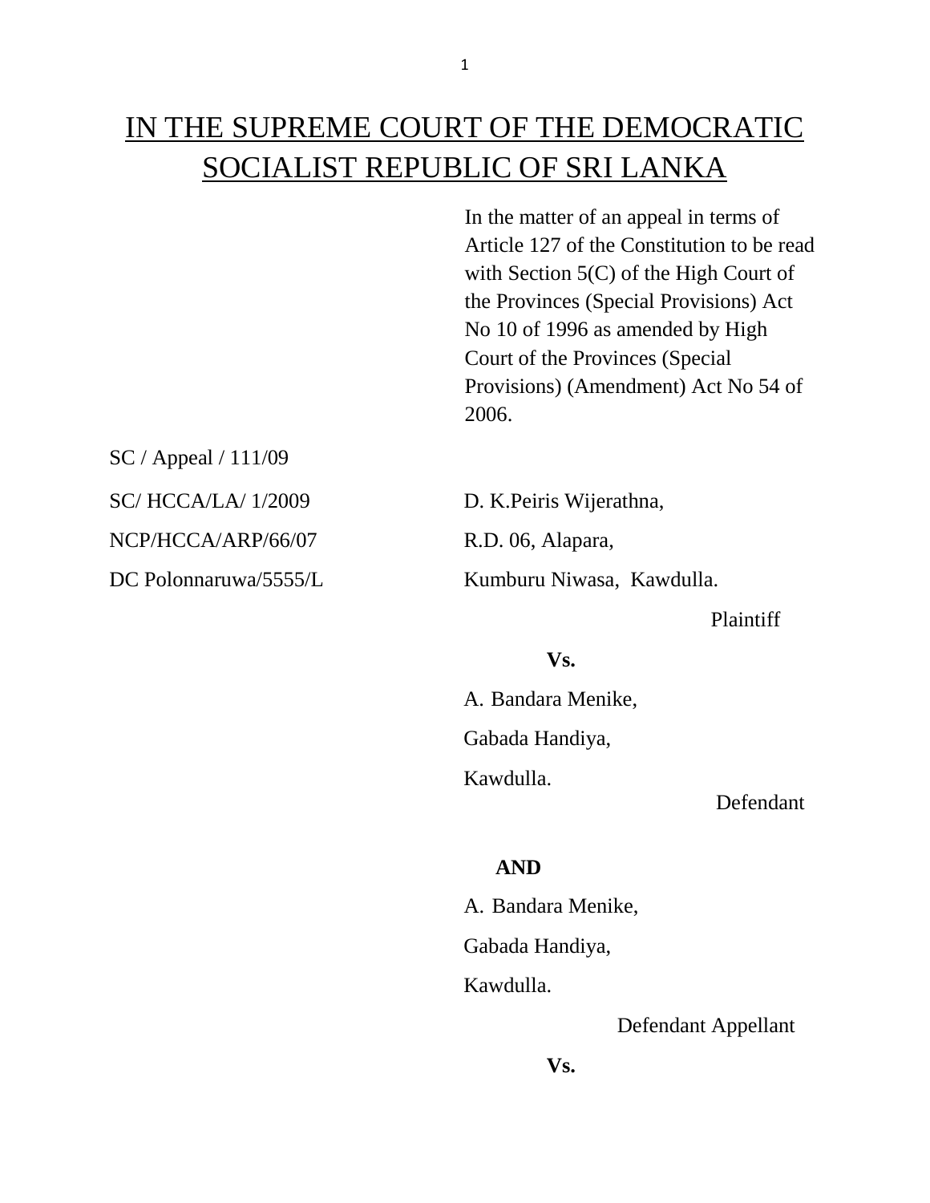# IN THE SUPREME COURT OF THE DEMOCRATIC SOCIALIST REPUBLIC OF SRI LANKA

In the matter of an appeal in terms of Article 127 of the Constitution to be read with Section 5(C) of the High Court of the Provinces (Special Provisions) Act No 10 of 1996 as amended by High Court of the Provinces (Special Provisions) (Amendment) Act No 54 of 2006.

SC / Appeal / 111/09

SC/ HCCA/LA/ 1/2009

NCP/HCCA/ARP/66/07

DC Polonnaruwa/5555/L

D. K.Peiris Wijerathna,
R.D. 06, Alapara,
Kumburu Niwasa, Kawdulla.

Plaintiff

**Vs.**

A. Bandara Menike,
Gabada Handiya,
Kawdulla.

Defendant

**AND**

A. Bandara Menike,
Gabada Handiya,
Kawdulla.

Defendant Appellant

**Vs.**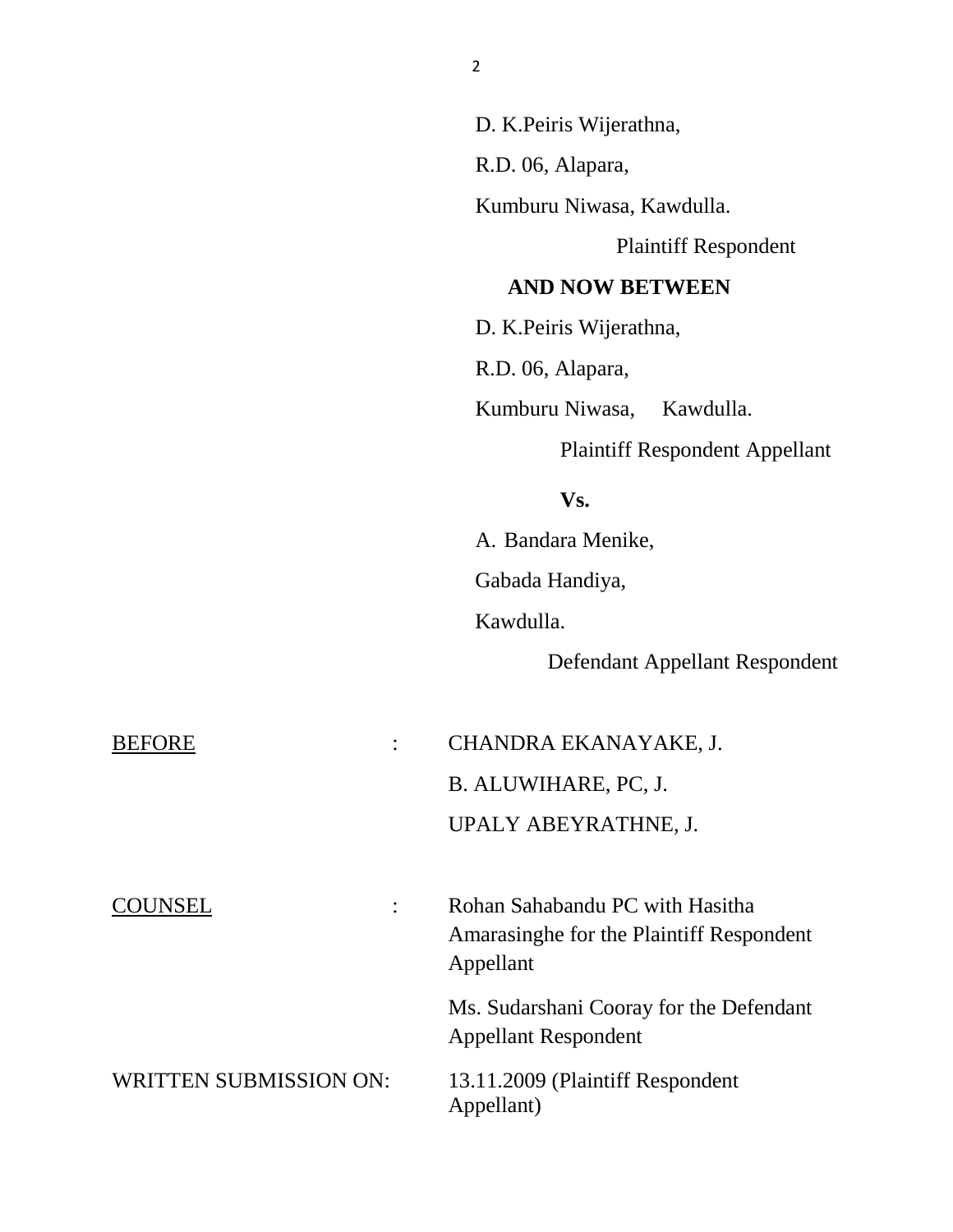D. K.Peiris Wijerathna,

R.D. 06, Alapara,

Kumburu Niwasa, Kawdulla.

Plaintiff Respondent

**AND NOW BETWEEN**

D. K.Peiris Wijerathna,

R.D. 06, Alapara,

Kumburu Niwasa, Kawdulla.

Plaintiff Respondent Appellant

**Vs.**

A. Bandara Menike,

Gabada Handiya,

Kawdulla.

Defendant Appellant Respondent

<u>BEFORE</u> : CHANDRA EKANAYAKE, J.

B. ALUWIHARE, PC, J.

UPALY ABEYRATHNE, J.

<u>COUNSEL</u> : Rohan Sahabandu PC with Hasitha Amarasinghe for the Plaintiff Respondent Appellant

Ms. Sudarshani Cooray for the Defendant Appellant Respondent

WRITTEN SUBMISSION ON: 13.11.2009 (Plaintiff Respondent Appellant)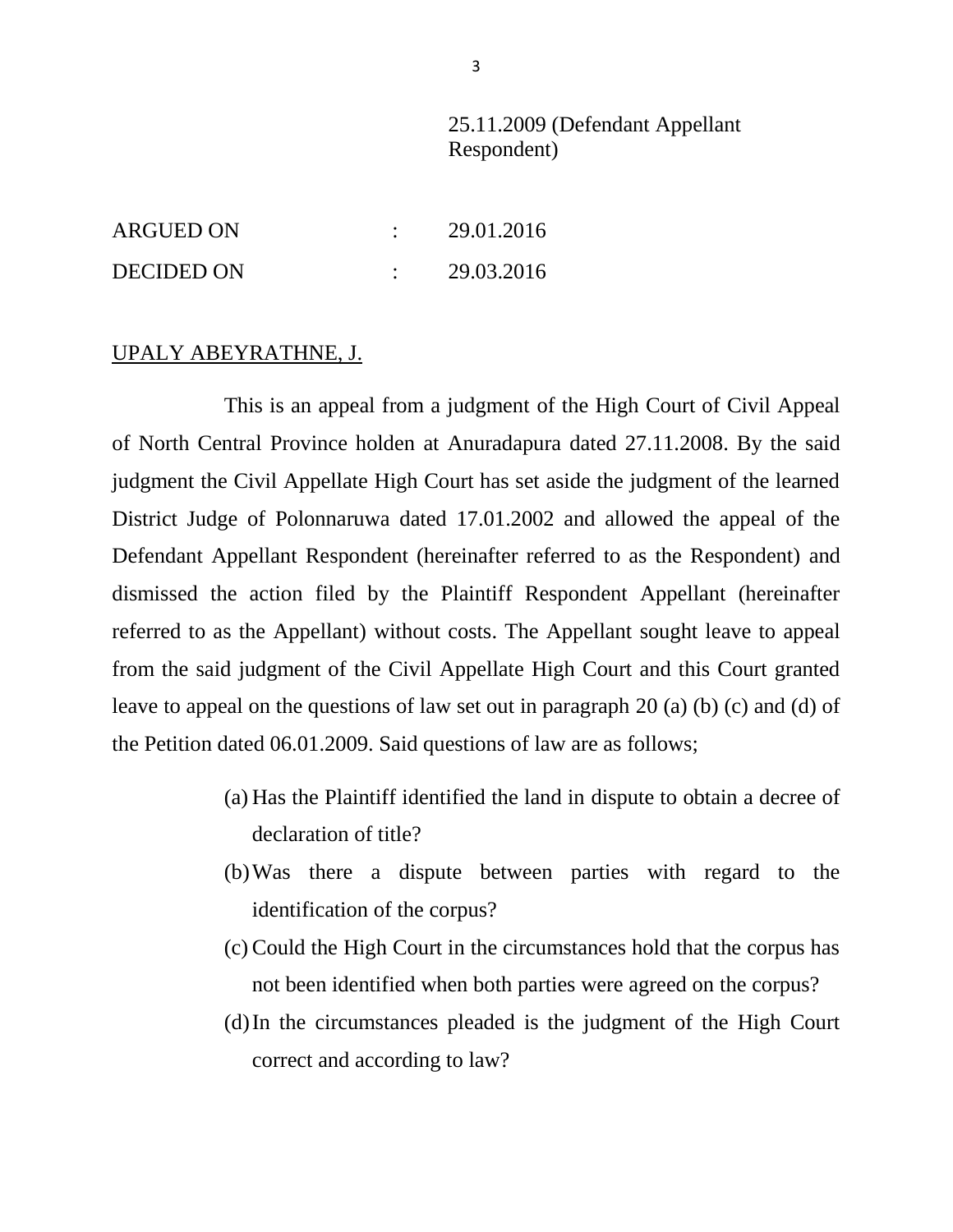25.11.2009 (Defendant Appellant Respondent)

ARGUED ON : 29.01.2016

DECIDED ON : 29.03.2016

UPALY ABEYRATHNE, J.

This is an appeal from a judgment of the High Court of Civil Appeal of North Central Province holden at Anuradapura dated 27.11.2008. By the said judgment the Civil Appellate High Court has set aside the judgment of the learned District Judge of Polonnaruwa dated 17.01.2002 and allowed the appeal of the Defendant Appellant Respondent (hereinafter referred to as the Respondent) and dismissed the action filed by the Plaintiff Respondent Appellant (hereinafter referred to as the Appellant) without costs. The Appellant sought leave to appeal from the said judgment of the Civil Appellate High Court and this Court granted leave to appeal on the questions of law set out in paragraph 20 (a) (b) (c) and (d) of the Petition dated 06.01.2009. Said questions of law are as follows;

(a) Has the Plaintiff identified the land in dispute to obtain a decree of declaration of title?

(b) Was there a dispute between parties with regard to the identification of the corpus?

(c) Could the High Court in the circumstances hold that the corpus has not been identified when both parties were agreed on the corpus?

(d) In the circumstances pleaded is the judgment of the High Court correct and according to law?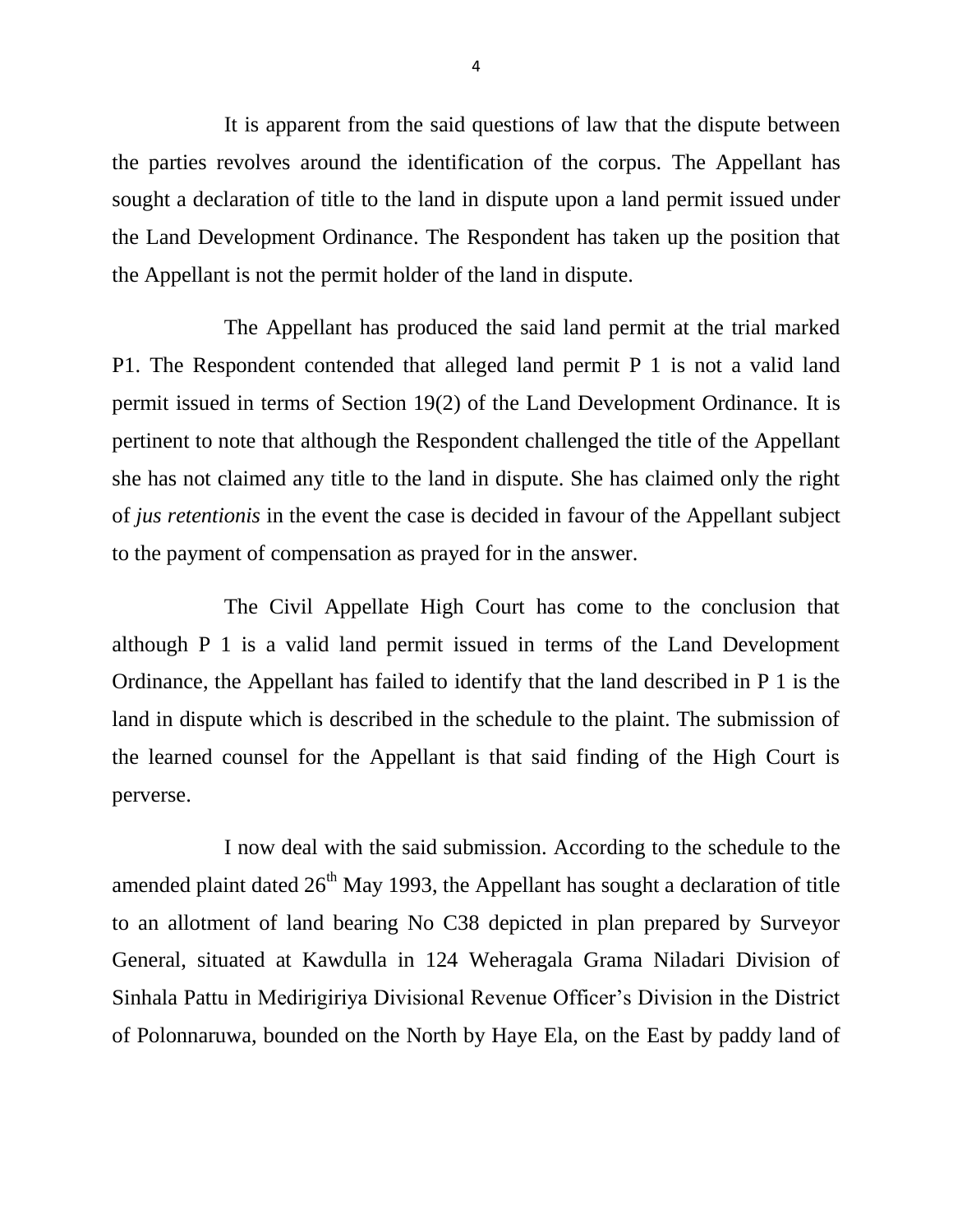It is apparent from the said questions of law that the dispute between the parties revolves around the identification of the corpus. The Appellant has sought a declaration of title to the land in dispute upon a land permit issued under the Land Development Ordinance. The Respondent has taken up the position that the Appellant is not the permit holder of the land in dispute.

The Appellant has produced the said land permit at the trial marked P1. The Respondent contended that alleged land permit P 1 is not a valid land permit issued in terms of Section 19(2) of the Land Development Ordinance. It is pertinent to note that although the Respondent challenged the title of the Appellant she has not claimed any title to the land in dispute. She has claimed only the right of *jus retentionis* in the event the case is decided in favour of the Appellant subject to the payment of compensation as prayed for in the answer.

The Civil Appellate High Court has come to the conclusion that although P 1 is a valid land permit issued in terms of the Land Development Ordinance, the Appellant has failed to identify that the land described in P 1 is the land in dispute which is described in the schedule to the plaint. The submission of the learned counsel for the Appellant is that said finding of the High Court is perverse.

I now deal with the said submission. According to the schedule to the amended plaint dated 26th May 1993, the Appellant has sought a declaration of title to an allotment of land bearing No C38 depicted in plan prepared by Surveyor General, situated at Kawdulla in 124 Weheragala Grama Niladari Division of Sinhala Pattu in Medirigiriya Divisional Revenue Officer's Division in the District of Polonnaruwa, bounded on the North by Haye Ela, on the East by paddy land of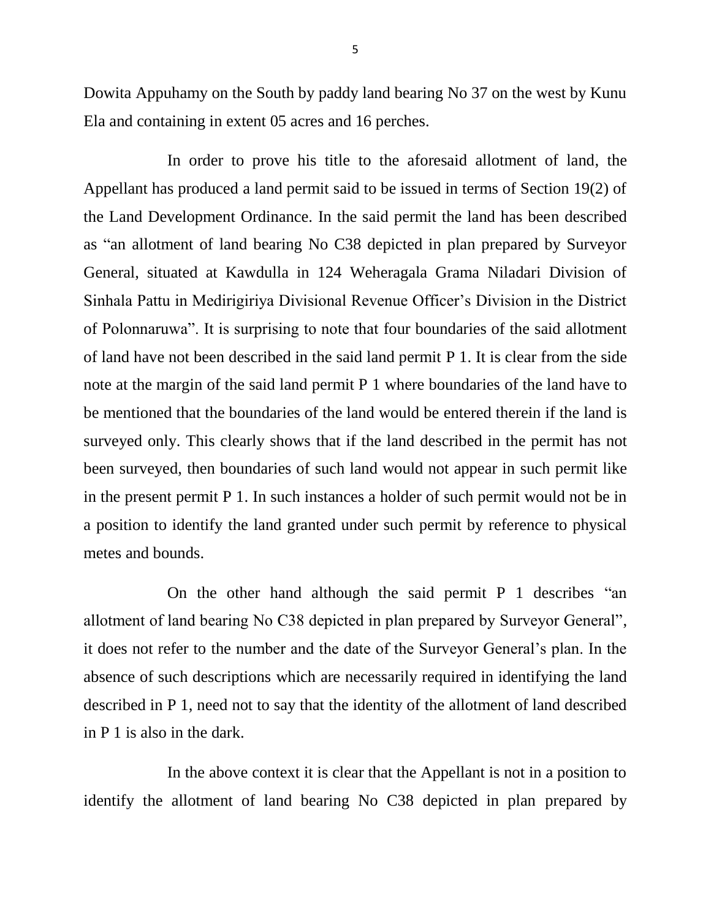Dowita Appuhamy on the South by paddy land bearing No 37 on the west by Kunu Ela and containing in extent 05 acres and 16 perches.

In order to prove his title to the aforesaid allotment of land, the Appellant has produced a land permit said to be issued in terms of Section 19(2) of the Land Development Ordinance. In the said permit the land has been described as "an allotment of land bearing No C38 depicted in plan prepared by Surveyor General, situated at Kawdulla in 124 Weheragala Grama Niladari Division of Sinhala Pattu in Medirigiriya Divisional Revenue Officer's Division in the District of Polonnaruwa". It is surprising to note that four boundaries of the said allotment of land have not been described in the said land permit P 1. It is clear from the side note at the margin of the said land permit P 1 where boundaries of the land have to be mentioned that the boundaries of the land would be entered therein if the land is surveyed only. This clearly shows that if the land described in the permit has not been surveyed, then boundaries of such land would not appear in such permit like in the present permit P 1. In such instances a holder of such permit would not be in a position to identify the land granted under such permit by reference to physical metes and bounds.

On the other hand although the said permit P 1 describes "an allotment of land bearing No C38 depicted in plan prepared by Surveyor General", it does not refer to the number and the date of the Surveyor General's plan. In the absence of such descriptions which are necessarily required in identifying the land described in P 1, need not to say that the identity of the allotment of land described in P 1 is also in the dark.

In the above context it is clear that the Appellant is not in a position to identify the allotment of land bearing No C38 depicted in plan prepared by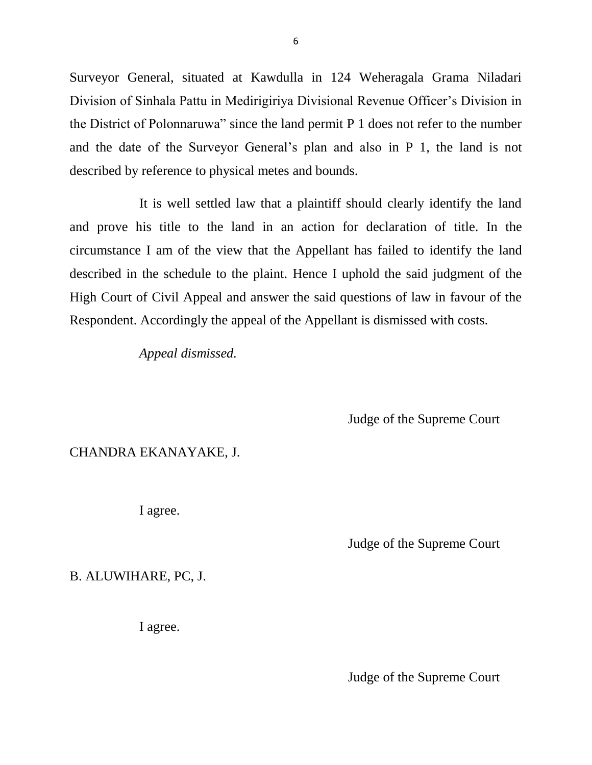Surveyor General, situated at Kawdulla in 124 Weheragala Grama Niladari Division of Sinhala Pattu in Medirigiriya Divisional Revenue Officer's Division in the District of Polonnaruwa" since the land permit P 1 does not refer to the number and the date of the Surveyor General's plan and also in P 1, the land is not described by reference to physical metes and bounds.

It is well settled law that a plaintiff should clearly identify the land and prove his title to the land in an action for declaration of title. In the circumstance I am of the view that the Appellant has failed to identify the land described in the schedule to the plaint. Hence I uphold the said judgment of the High Court of Civil Appeal and answer the said questions of law in favour of the Respondent. Accordingly the appeal of the Appellant is dismissed with costs.

*Appeal dismissed.*

Judge of the Supreme Court

CHANDRA EKANAYAKE, J.

I agree.

Judge of the Supreme Court

B. ALUWIHARE, PC, J.

I agree.

Judge of the Supreme Court